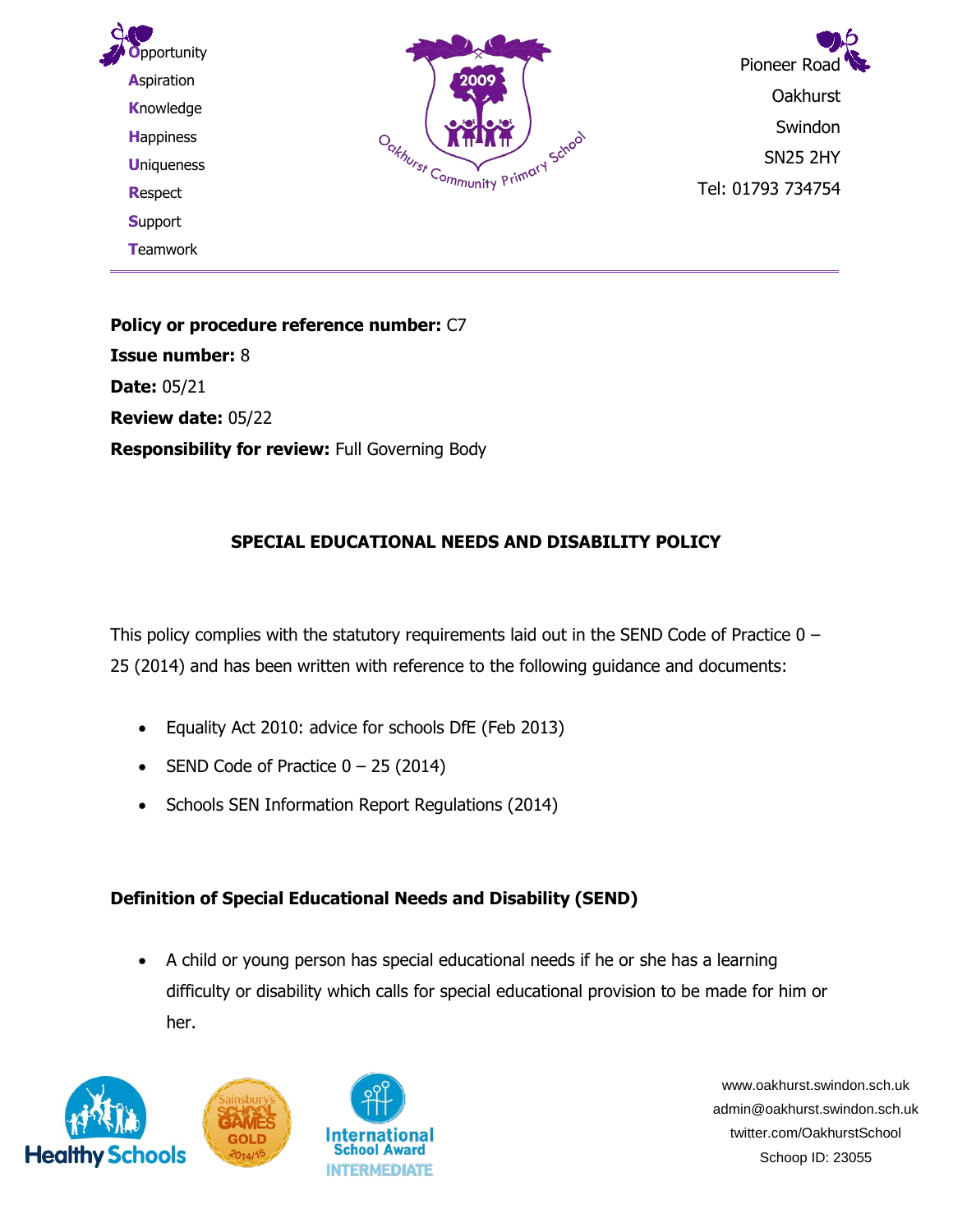**O**pportunity
**A**spiration
**K**nowledge
**H**appiness
**U**niqueness
**R**espect
**S**upport
**T**eamwork

Pioneer Road
Oakhurst
Swindon
SN25 2HY
Tel: 01793 734754

---

**Policy or procedure reference number:** C7
**Issue number:** 8
**Date:** 05/21
**Review date:** 05/22
**Responsibility for review:** Full Governing Body

## SPECIAL EDUCATIONAL NEEDS AND DISABILITY POLICY

This policy complies with the statutory requirements laid out in the SEND Code of Practice 0 – 25 (2014) and has been written with reference to the following guidance and documents:

- Equality Act 2010: advice for schools DfE (Feb 2013)
- SEND Code of Practice 0 – 25 (2014)
- Schools SEN Information Report Regulations (2014)

### Definition of Special Educational Needs and Disability (SEND)

- A child or young person has special educational needs if he or she has a learning difficulty or disability which calls for special educational provision to be made for him or her.

www.oakhurst.swindon.sch.uk
admin@oakhurst.swindon.sch.uk
twitter.com/OakhurstSchool
Schoop ID: 23055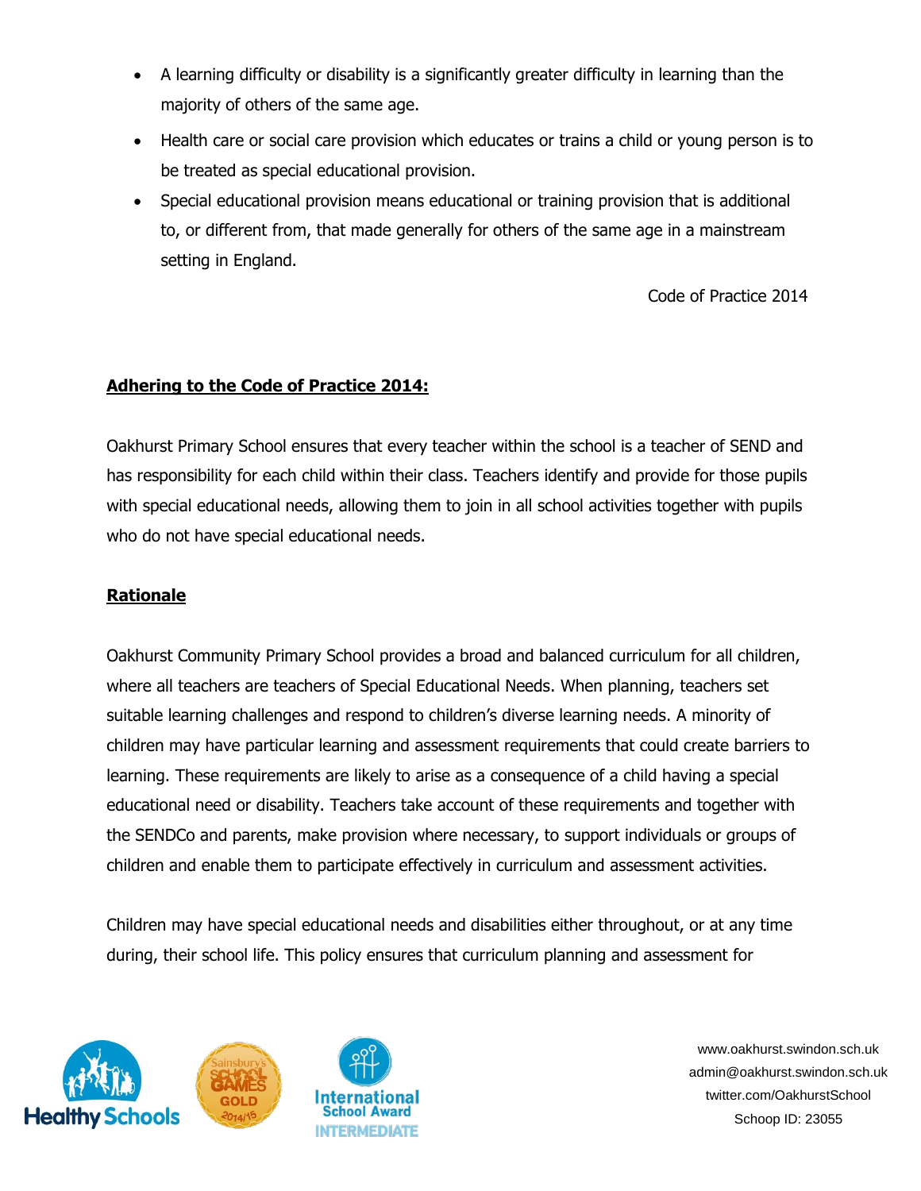- A learning difficulty or disability is a significantly greater difficulty in learning than the majority of others of the same age.
- Health care or social care provision which educates or trains a child or young person is to be treated as special educational provision.
- Special educational provision means educational or training provision that is additional to, or different from, that made generally for others of the same age in a mainstream setting in England.

Code of Practice 2014

**Adhering to the Code of Practice 2014:**

Oakhurst Primary School ensures that every teacher within the school is a teacher of SEND and has responsibility for each child within their class. Teachers identify and provide for those pupils with special educational needs, allowing them to join in all school activities together with pupils who do not have special educational needs.

**Rationale**

Oakhurst Community Primary School provides a broad and balanced curriculum for all children, where all teachers are teachers of Special Educational Needs. When planning, teachers set suitable learning challenges and respond to children's diverse learning needs. A minority of children may have particular learning and assessment requirements that could create barriers to learning. These requirements are likely to arise as a consequence of a child having a special educational need or disability. Teachers take account of these requirements and together with the SENDCo and parents, make provision where necessary, to support individuals or groups of children and enable them to participate effectively in curriculum and assessment activities.

Children may have special educational needs and disabilities either throughout, or at any time during, their school life. This policy ensures that curriculum planning and assessment for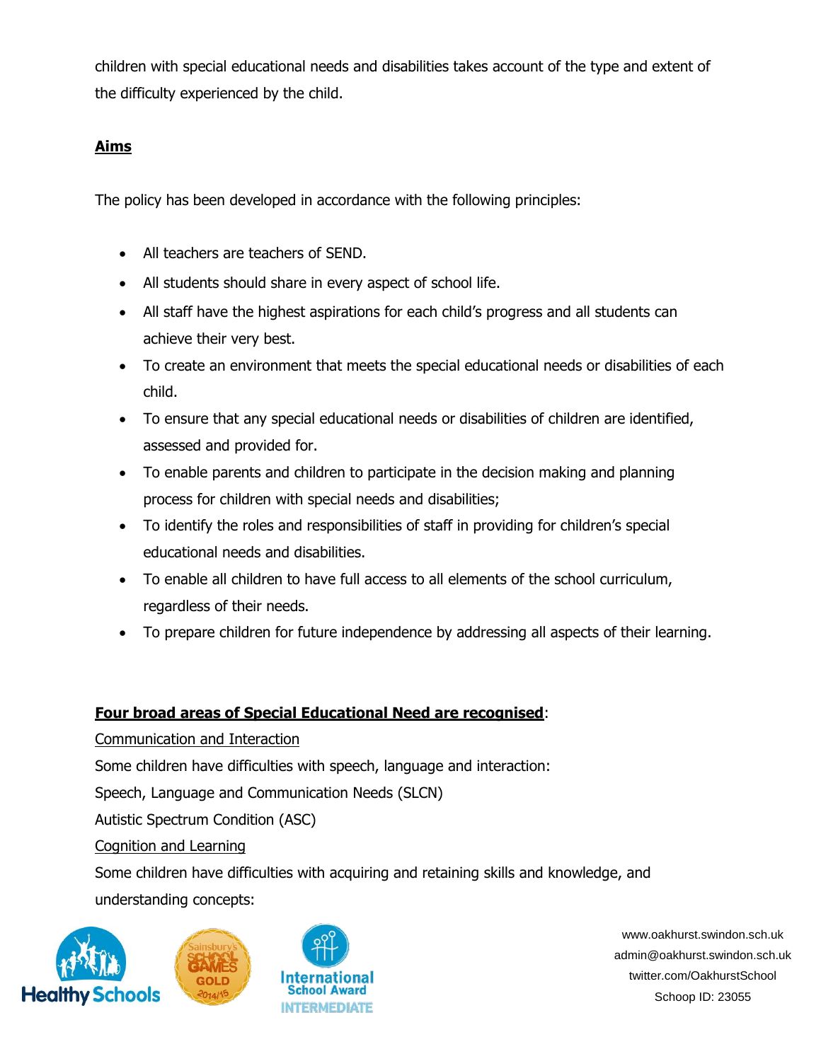children with special educational needs and disabilities takes account of the type and extent of the difficulty experienced by the child.

## Aims

The policy has been developed in accordance with the following principles:

- All teachers are teachers of SEND.
- All students should share in every aspect of school life.
- All staff have the highest aspirations for each child's progress and all students can achieve their very best.
- To create an environment that meets the special educational needs or disabilities of each child.
- To ensure that any special educational needs or disabilities of children are identified, assessed and provided for.
- To enable parents and children to participate in the decision making and planning process for children with special needs and disabilities;
- To identify the roles and responsibilities of staff in providing for children's special educational needs and disabilities.
- To enable all children to have full access to all elements of the school curriculum, regardless of their needs.
- To prepare children for future independence by addressing all aspects of their learning.

## Four broad areas of Special Educational Need are recognised:

Communication and Interaction

Some children have difficulties with speech, language and interaction:

Speech, Language and Communication Needs (SLCN)

Autistic Spectrum Condition (ASC)

Cognition and Learning

Some children have difficulties with acquiring and retaining skills and knowledge, and understanding concepts: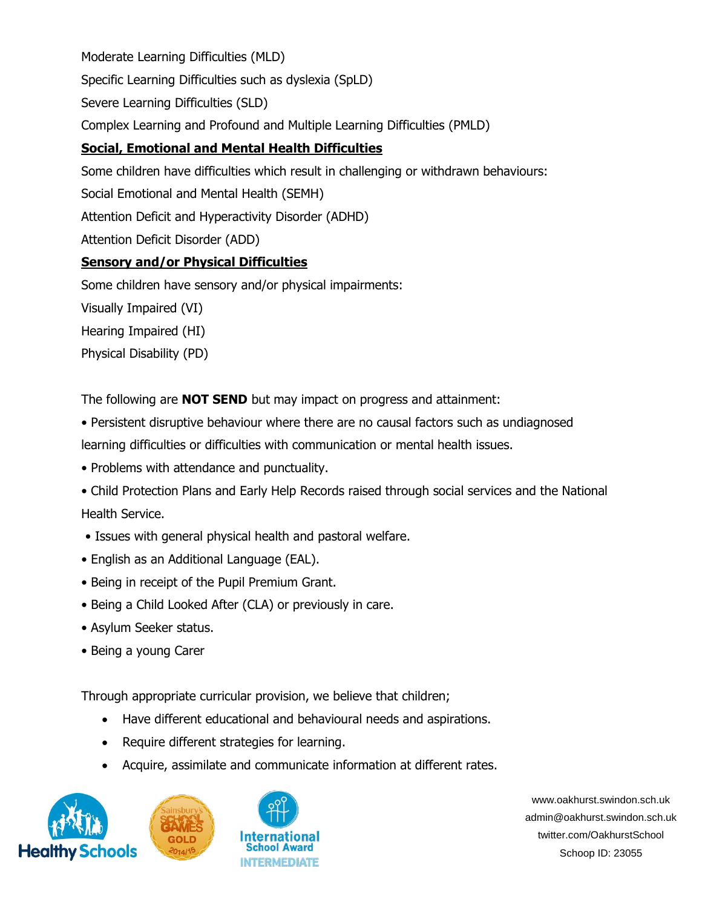Moderate Learning Difficulties (MLD)

Specific Learning Difficulties such as dyslexia (SpLD)

Severe Learning Difficulties (SLD)

Complex Learning and Profound and Multiple Learning Difficulties (PMLD)

**Social, Emotional and Mental Health Difficulties**

Some children have difficulties which result in challenging or withdrawn behaviours:

Social Emotional and Mental Health (SEMH)

Attention Deficit and Hyperactivity Disorder (ADHD)

Attention Deficit Disorder (ADD)

**Sensory and/or Physical Difficulties**

Some children have sensory and/or physical impairments:

Visually Impaired (VI)

Hearing Impaired (HI)

Physical Disability (PD)

The following are **NOT SEND** but may impact on progress and attainment:

- Persistent disruptive behaviour where there are no causal factors such as undiagnosed learning difficulties or difficulties with communication or mental health issues.
- Problems with attendance and punctuality.
- Child Protection Plans and Early Help Records raised through social services and the National Health Service.
- Issues with general physical health and pastoral welfare.
- English as an Additional Language (EAL).
- Being in receipt of the Pupil Premium Grant.
- Being a Child Looked After (CLA) or previously in care.
- Asylum Seeker status.
- Being a young Carer

Through appropriate curricular provision, we believe that children;

- Have different educational and behavioural needs and aspirations.
- Require different strategies for learning.
- Acquire, assimilate and communicate information at different rates.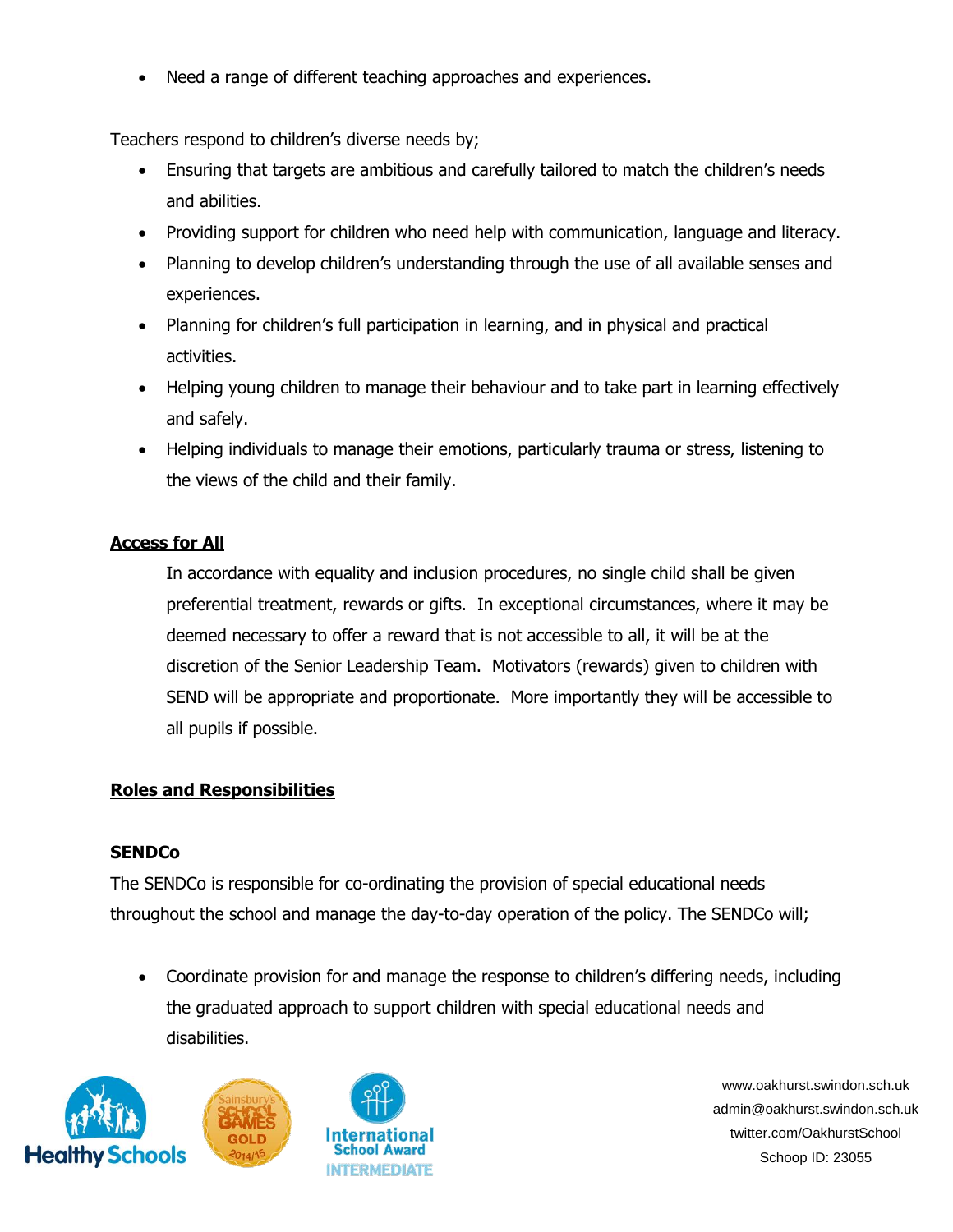- Need a range of different teaching approaches and experiences.

Teachers respond to children's diverse needs by;

- Ensuring that targets are ambitious and carefully tailored to match the children's needs and abilities.
- Providing support for children who need help with communication, language and literacy.
- Planning to develop children's understanding through the use of all available senses and experiences.
- Planning for children's full participation in learning, and in physical and practical activities.
- Helping young children to manage their behaviour and to take part in learning effectively and safely.
- Helping individuals to manage their emotions, particularly trauma or stress, listening to the views of the child and their family.

## Access for All

In accordance with equality and inclusion procedures, no single child shall be given preferential treatment, rewards or gifts. In exceptional circumstances, where it may be deemed necessary to offer a reward that is not accessible to all, it will be at the discretion of the Senior Leadership Team. Motivators (rewards) given to children with SEND will be appropriate and proportionate. More importantly they will be accessible to all pupils if possible.

## Roles and Responsibilities

### SENDCo

The SENDCo is responsible for co-ordinating the provision of special educational needs throughout the school and manage the day-to-day operation of the policy. The SENDCo will;

- Coordinate provision for and manage the response to children's differing needs, including the graduated approach to support children with special educational needs and disabilities.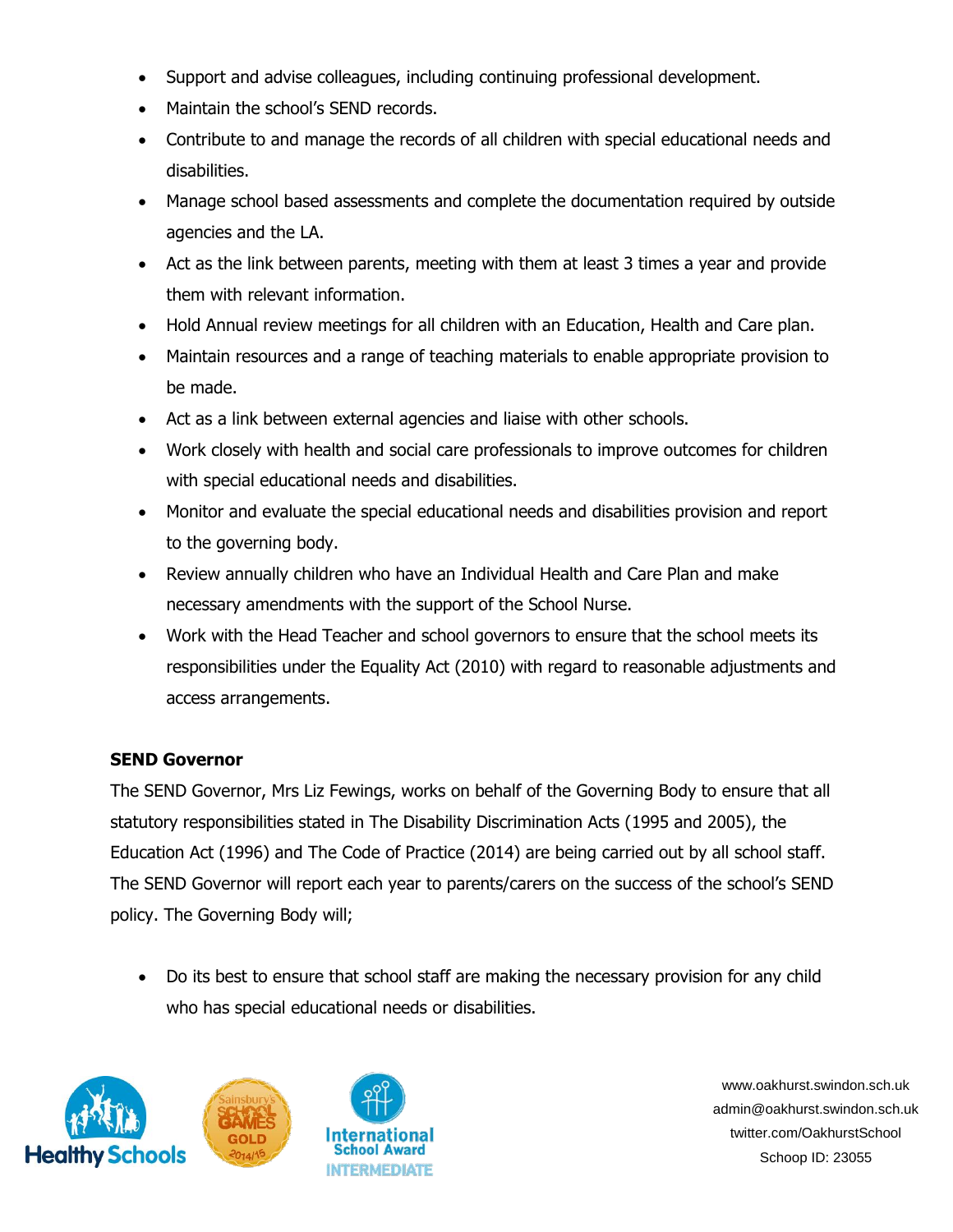- Support and advise colleagues, including continuing professional development.
- Maintain the school's SEND records.
- Contribute to and manage the records of all children with special educational needs and disabilities.
- Manage school based assessments and complete the documentation required by outside agencies and the LA.
- Act as the link between parents, meeting with them at least 3 times a year and provide them with relevant information.
- Hold Annual review meetings for all children with an Education, Health and Care plan.
- Maintain resources and a range of teaching materials to enable appropriate provision to be made.
- Act as a link between external agencies and liaise with other schools.
- Work closely with health and social care professionals to improve outcomes for children with special educational needs and disabilities.
- Monitor and evaluate the special educational needs and disabilities provision and report to the governing body.
- Review annually children who have an Individual Health and Care Plan and make necessary amendments with the support of the School Nurse.
- Work with the Head Teacher and school governors to ensure that the school meets its responsibilities under the Equality Act (2010) with regard to reasonable adjustments and access arrangements.

**SEND Governor**

The SEND Governor, Mrs Liz Fewings, works on behalf of the Governing Body to ensure that all statutory responsibilities stated in The Disability Discrimination Acts (1995 and 2005), the Education Act (1996) and The Code of Practice (2014) are being carried out by all school staff. The SEND Governor will report each year to parents/carers on the success of the school's SEND policy. The Governing Body will;

- Do its best to ensure that school staff are making the necessary provision for any child who has special educational needs or disabilities.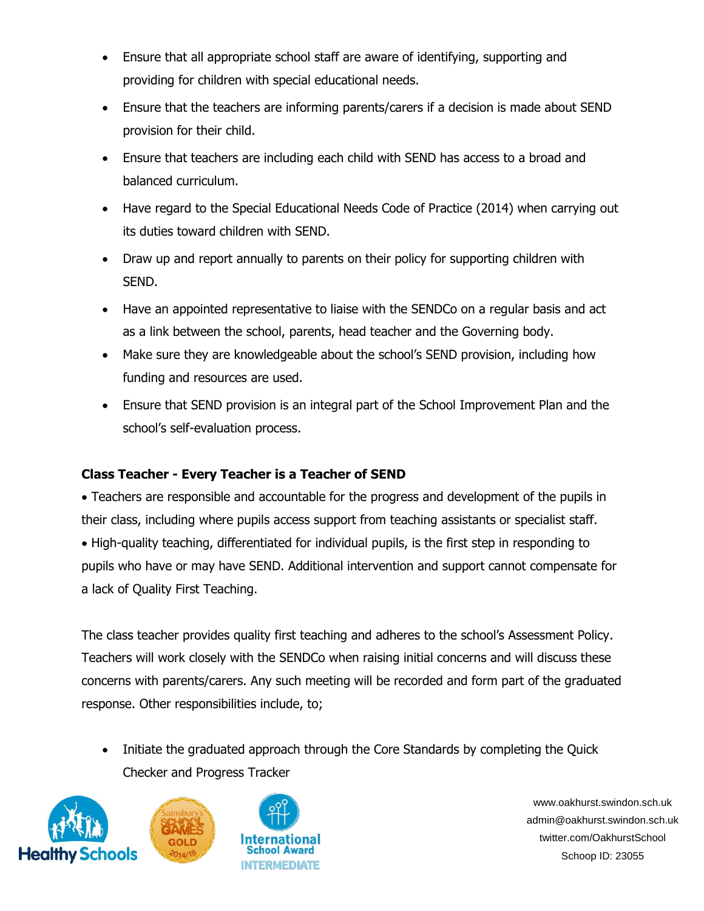- Ensure that all appropriate school staff are aware of identifying, supporting and providing for children with special educational needs.
- Ensure that the teachers are informing parents/carers if a decision is made about SEND provision for their child.
- Ensure that teachers are including each child with SEND has access to a broad and balanced curriculum.
- Have regard to the Special Educational Needs Code of Practice (2014) when carrying out its duties toward children with SEND.
- Draw up and report annually to parents on their policy for supporting children with SEND.
- Have an appointed representative to liaise with the SENDCo on a regular basis and act as a link between the school, parents, head teacher and the Governing body.
- Make sure they are knowledgeable about the school's SEND provision, including how funding and resources are used.
- Ensure that SEND provision is an integral part of the School Improvement Plan and the school's self-evaluation process.

**Class Teacher - Every Teacher is a Teacher of SEND**

• Teachers are responsible and accountable for the progress and development of the pupils in their class, including where pupils access support from teaching assistants or specialist staff.
• High-quality teaching, differentiated for individual pupils, is the first step in responding to pupils who have or may have SEND. Additional intervention and support cannot compensate for a lack of Quality First Teaching.

The class teacher provides quality first teaching and adheres to the school's Assessment Policy. Teachers will work closely with the SENDCo when raising initial concerns and will discuss these concerns with parents/carers. Any such meeting will be recorded and form part of the graduated response. Other responsibilities include, to;

- Initiate the graduated approach through the Core Standards by completing the Quick Checker and Progress Tracker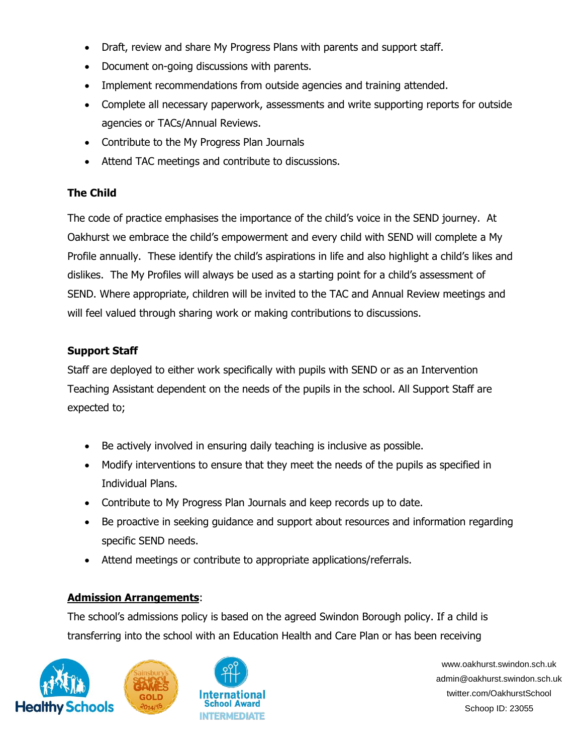- Draft, review and share My Progress Plans with parents and support staff.
- Document on-going discussions with parents.
- Implement recommendations from outside agencies and training attended.
- Complete all necessary paperwork, assessments and write supporting reports for outside agencies or TACs/Annual Reviews.
- Contribute to the My Progress Plan Journals
- Attend TAC meetings and contribute to discussions.

**The Child**

The code of practice emphasises the importance of the child's voice in the SEND journey. At Oakhurst we embrace the child's empowerment and every child with SEND will complete a My Profile annually. These identify the child's aspirations in life and also highlight a child's likes and dislikes. The My Profiles will always be used as a starting point for a child's assessment of SEND. Where appropriate, children will be invited to the TAC and Annual Review meetings and will feel valued through sharing work or making contributions to discussions.

**Support Staff**

Staff are deployed to either work specifically with pupils with SEND or as an Intervention Teaching Assistant dependent on the needs of the pupils in the school. All Support Staff are expected to;

- Be actively involved in ensuring daily teaching is inclusive as possible.
- Modify interventions to ensure that they meet the needs of the pupils as specified in Individual Plans.
- Contribute to My Progress Plan Journals and keep records up to date.
- Be proactive in seeking guidance and support about resources and information regarding specific SEND needs.
- Attend meetings or contribute to appropriate applications/referrals.

**Admission Arrangements**:

The school's admissions policy is based on the agreed Swindon Borough policy. If a child is transferring into the school with an Education Health and Care Plan or has been receiving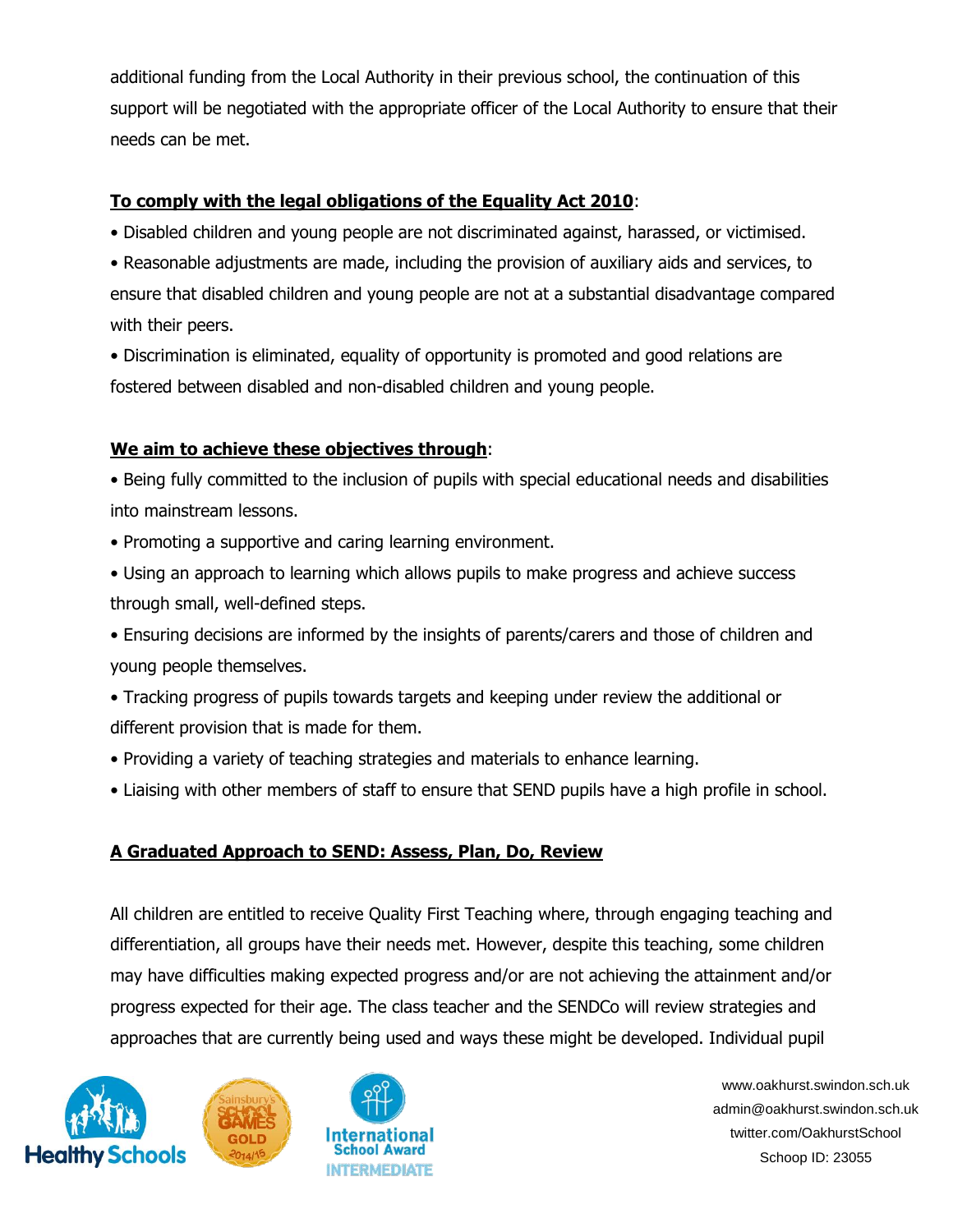additional funding from the Local Authority in their previous school, the continuation of this support will be negotiated with the appropriate officer of the Local Authority to ensure that their needs can be met.

**To comply with the legal obligations of the Equality Act 2010**:

- Disabled children and young people are not discriminated against, harassed, or victimised.
- Reasonable adjustments are made, including the provision of auxiliary aids and services, to ensure that disabled children and young people are not at a substantial disadvantage compared with their peers.
- Discrimination is eliminated, equality of opportunity is promoted and good relations are fostered between disabled and non-disabled children and young people.

**We aim to achieve these objectives through**:

- Being fully committed to the inclusion of pupils with special educational needs and disabilities into mainstream lessons.
- Promoting a supportive and caring learning environment.
- Using an approach to learning which allows pupils to make progress and achieve success through small, well-defined steps.
- Ensuring decisions are informed by the insights of parents/carers and those of children and young people themselves.
- Tracking progress of pupils towards targets and keeping under review the additional or different provision that is made for them.
- Providing a variety of teaching strategies and materials to enhance learning.
- Liaising with other members of staff to ensure that SEND pupils have a high profile in school.

## A Graduated Approach to SEND: Assess, Plan, Do, Review

All children are entitled to receive Quality First Teaching where, through engaging teaching and differentiation, all groups have their needs met. However, despite this teaching, some children may have difficulties making expected progress and/or are not achieving the attainment and/or progress expected for their age. The class teacher and the SENDCo will review strategies and approaches that are currently being used and ways these might be developed. Individual pupil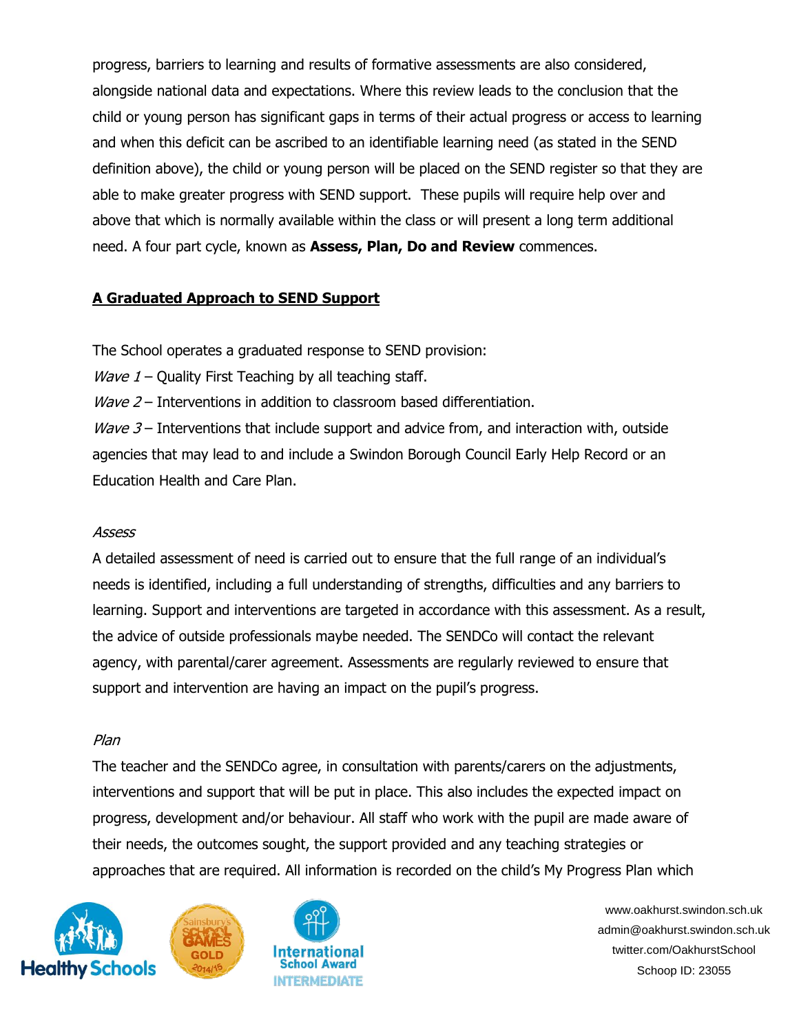progress, barriers to learning and results of formative assessments are also considered, alongside national data and expectations. Where this review leads to the conclusion that the child or young person has significant gaps in terms of their actual progress or access to learning and when this deficit can be ascribed to an identifiable learning need (as stated in the SEND definition above), the child or young person will be placed on the SEND register so that they are able to make greater progress with SEND support. These pupils will require help over and above that which is normally available within the class or will present a long term additional need. A four part cycle, known as **Assess, Plan, Do and Review** commences.

## A Graduated Approach to SEND Support

The School operates a graduated response to SEND provision:
*Wave 1* – Quality First Teaching by all teaching staff.
*Wave 2* – Interventions in addition to classroom based differentiation.
*Wave 3* – Interventions that include support and advice from, and interaction with, outside agencies that may lead to and include a Swindon Borough Council Early Help Record or an Education Health and Care Plan.

*Assess*

A detailed assessment of need is carried out to ensure that the full range of an individual's needs is identified, including a full understanding of strengths, difficulties and any barriers to learning. Support and interventions are targeted in accordance with this assessment. As a result, the advice of outside professionals maybe needed. The SENDCo will contact the relevant agency, with parental/carer agreement. Assessments are regularly reviewed to ensure that support and intervention are having an impact on the pupil's progress.

*Plan*

The teacher and the SENDCo agree, in consultation with parents/carers on the adjustments, interventions and support that will be put in place. This also includes the expected impact on progress, development and/or behaviour. All staff who work with the pupil are made aware of their needs, the outcomes sought, the support provided and any teaching strategies or approaches that are required. All information is recorded on the child's My Progress Plan which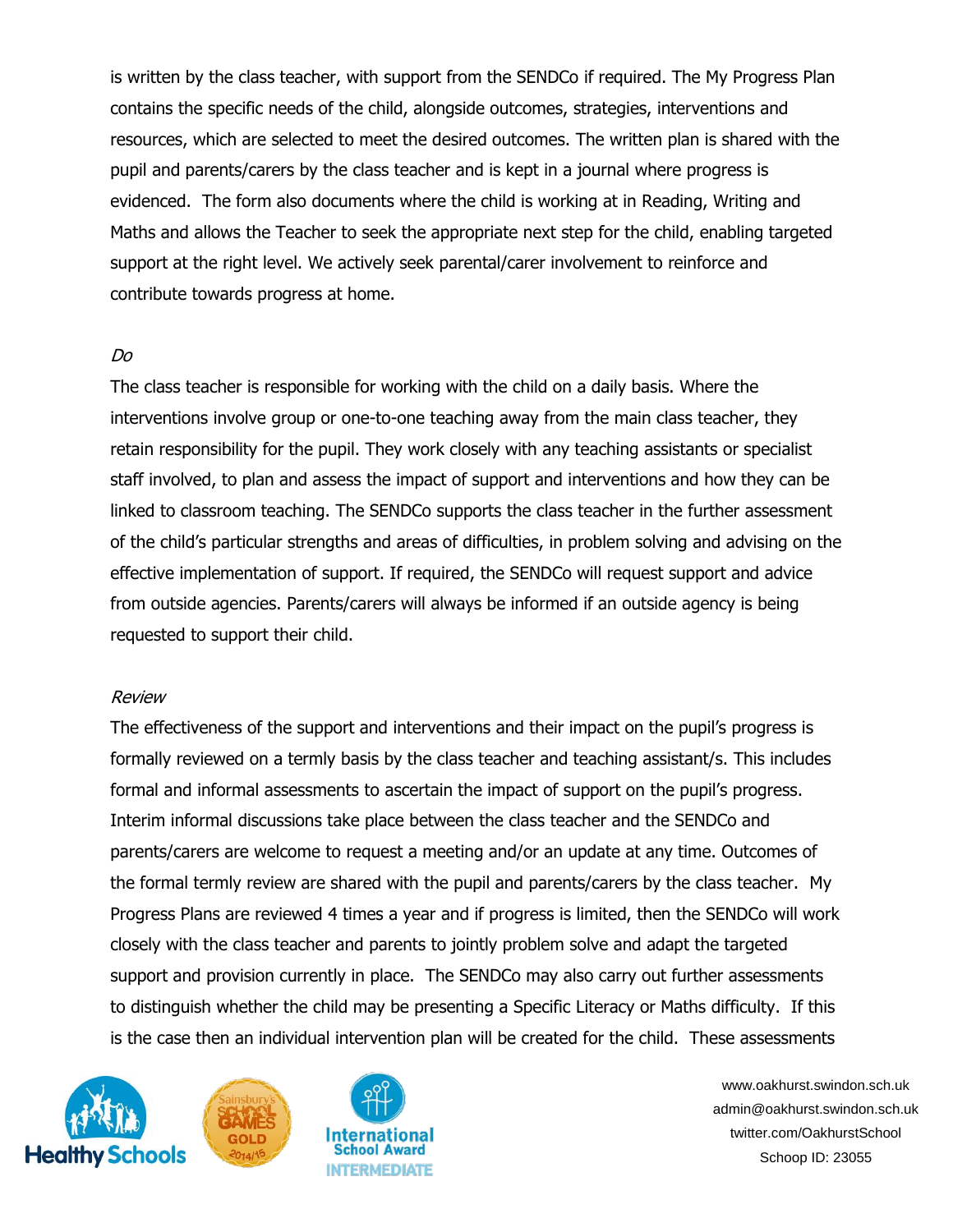is written by the class teacher, with support from the SENDCo if required. The My Progress Plan contains the specific needs of the child, alongside outcomes, strategies, interventions and resources, which are selected to meet the desired outcomes. The written plan is shared with the pupil and parents/carers by the class teacher and is kept in a journal where progress is evidenced. The form also documents where the child is working at in Reading, Writing and Maths and allows the Teacher to seek the appropriate next step for the child, enabling targeted support at the right level. We actively seek parental/carer involvement to reinforce and contribute towards progress at home.

*Do*

The class teacher is responsible for working with the child on a daily basis. Where the interventions involve group or one-to-one teaching away from the main class teacher, they retain responsibility for the pupil. They work closely with any teaching assistants or specialist staff involved, to plan and assess the impact of support and interventions and how they can be linked to classroom teaching. The SENDCo supports the class teacher in the further assessment of the child's particular strengths and areas of difficulties, in problem solving and advising on the effective implementation of support. If required, the SENDCo will request support and advice from outside agencies. Parents/carers will always be informed if an outside agency is being requested to support their child.

*Review*

The effectiveness of the support and interventions and their impact on the pupil's progress is formally reviewed on a termly basis by the class teacher and teaching assistant/s. This includes formal and informal assessments to ascertain the impact of support on the pupil's progress. Interim informal discussions take place between the class teacher and the SENDCo and parents/carers are welcome to request a meeting and/or an update at any time. Outcomes of the formal termly review are shared with the pupil and parents/carers by the class teacher. My Progress Plans are reviewed 4 times a year and if progress is limited, then the SENDCo will work closely with the class teacher and parents to jointly problem solve and adapt the targeted support and provision currently in place. The SENDCo may also carry out further assessments to distinguish whether the child may be presenting a Specific Literacy or Maths difficulty. If this is the case then an individual intervention plan will be created for the child. These assessments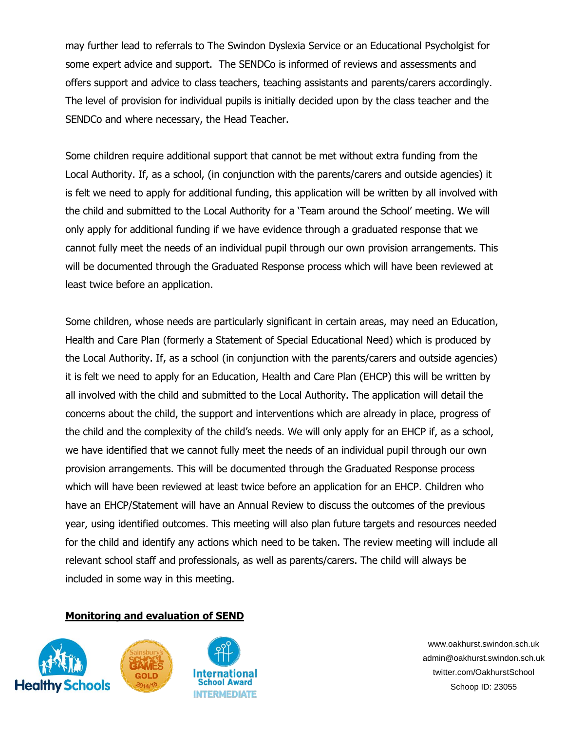may further lead to referrals to The Swindon Dyslexia Service or an Educational Psycholgist for some expert advice and support. The SENDCo is informed of reviews and assessments and offers support and advice to class teachers, teaching assistants and parents/carers accordingly. The level of provision for individual pupils is initially decided upon by the class teacher and the SENDCo and where necessary, the Head Teacher.

Some children require additional support that cannot be met without extra funding from the Local Authority. If, as a school, (in conjunction with the parents/carers and outside agencies) it is felt we need to apply for additional funding, this application will be written by all involved with the child and submitted to the Local Authority for a 'Team around the School' meeting. We will only apply for additional funding if we have evidence through a graduated response that we cannot fully meet the needs of an individual pupil through our own provision arrangements. This will be documented through the Graduated Response process which will have been reviewed at least twice before an application.

Some children, whose needs are particularly significant in certain areas, may need an Education, Health and Care Plan (formerly a Statement of Special Educational Need) which is produced by the Local Authority. If, as a school (in conjunction with the parents/carers and outside agencies) it is felt we need to apply for an Education, Health and Care Plan (EHCP) this will be written by all involved with the child and submitted to the Local Authority. The application will detail the concerns about the child, the support and interventions which are already in place, progress of the child and the complexity of the child's needs. We will only apply for an EHCP if, as a school, we have identified that we cannot fully meet the needs of an individual pupil through our own provision arrangements. This will be documented through the Graduated Response process which will have been reviewed at least twice before an application for an EHCP. Children who have an EHCP/Statement will have an Annual Review to discuss the outcomes of the previous year, using identified outcomes. This meeting will also plan future targets and resources needed for the child and identify any actions which need to be taken. The review meeting will include all relevant school staff and professionals, as well as parents/carers. The child will always be included in some way in this meeting.

**Monitoring and evaluation of SEND**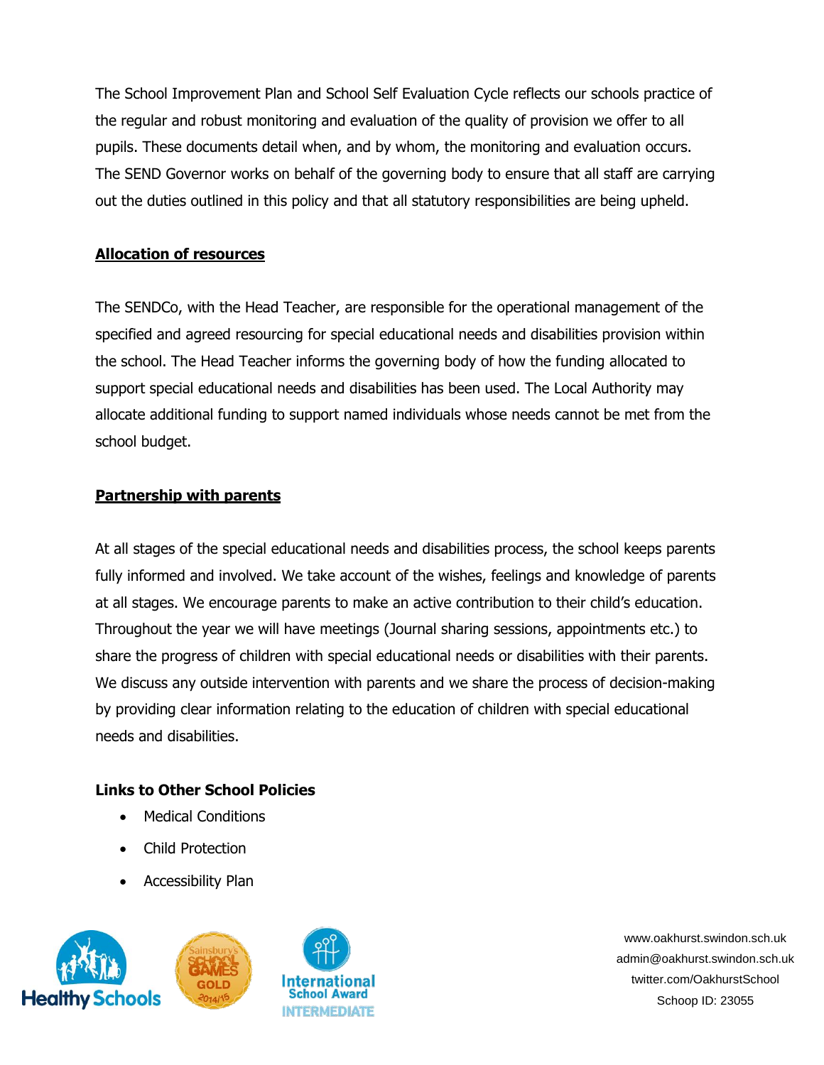The School Improvement Plan and School Self Evaluation Cycle reflects our schools practice of the regular and robust monitoring and evaluation of the quality of provision we offer to all pupils. These documents detail when, and by whom, the monitoring and evaluation occurs. The SEND Governor works on behalf of the governing body to ensure that all staff are carrying out the duties outlined in this policy and that all statutory responsibilities are being upheld.

## Allocation of resources

The SENDCo, with the Head Teacher, are responsible for the operational management of the specified and agreed resourcing for special educational needs and disabilities provision within the school. The Head Teacher informs the governing body of how the funding allocated to support special educational needs and disabilities has been used. The Local Authority may allocate additional funding to support named individuals whose needs cannot be met from the school budget.

## Partnership with parents

At all stages of the special educational needs and disabilities process, the school keeps parents fully informed and involved. We take account of the wishes, feelings and knowledge of parents at all stages. We encourage parents to make an active contribution to their child's education. Throughout the year we will have meetings (Journal sharing sessions, appointments etc.) to share the progress of children with special educational needs or disabilities with their parents. We discuss any outside intervention with parents and we share the process of decision-making by providing clear information relating to the education of children with special educational needs and disabilities.

### Links to Other School Policies

- Medical Conditions
- Child Protection
- Accessibility Plan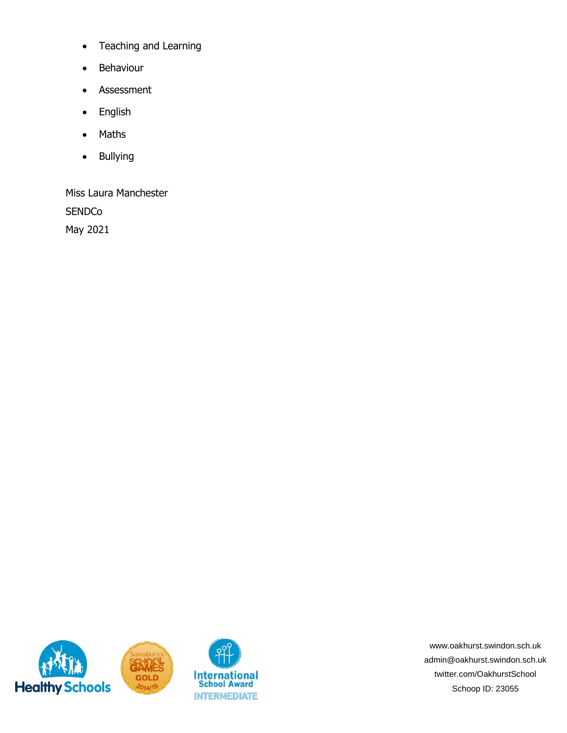- Teaching and Learning
- Behaviour
- Assessment
- English
- Maths
- Bullying

Miss Laura Manchester

SENDCo

May 2021